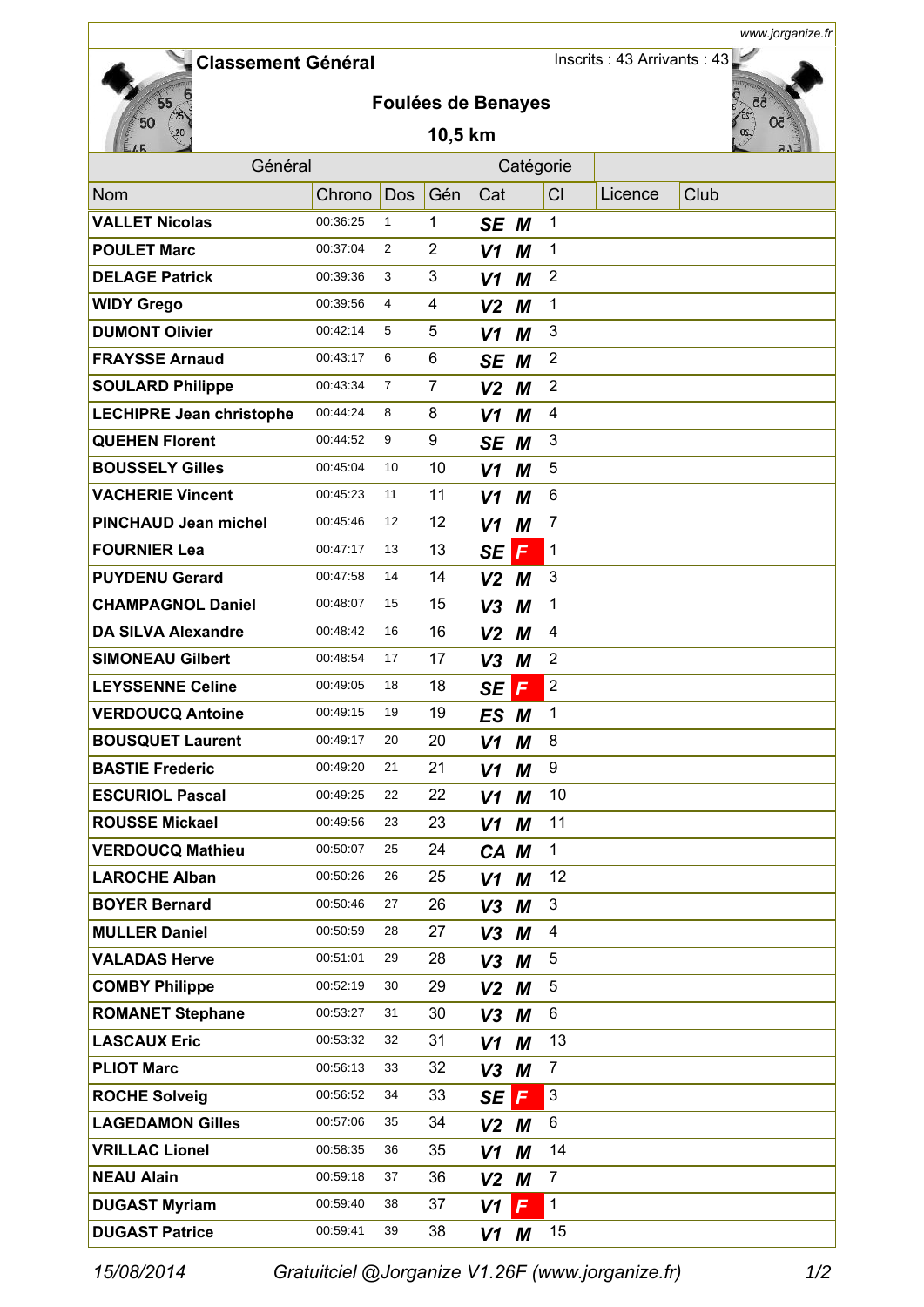www.jorganize.fr

# Classement Général

Inscrits : 43 Arrivants : 43

## Foulées de Benayes

### 10,5 km

| Général | | | | Catégorie | | | | |
|---|---|---|---|---|---|---|---|---|
| **Nom** | **Chrono** | **Dos** | **Gén** | **Cat** | | **Cl** | **Licence** | **Club** |
| **VALLET Nicolas** | 00:36:25 | 1 | 1 | ***SE*** | ***M*** | 1 | | |
| **POULET Marc** | 00:37:04 | 2 | 2 | ***V1*** | ***M*** | 1 | | |
| **DELAGE Patrick** | 00:39:36 | 3 | 3 | ***V1*** | ***M*** | 2 | | |
| **WIDY Grego** | 00:39:56 | 4 | 4 | ***V2*** | ***M*** | 1 | | |
| **DUMONT Olivier** | 00:42:14 | 5 | 5 | ***V1*** | ***M*** | 3 | | |
| **FRAYSSE Arnaud** | 00:43:17 | 6 | 6 | ***SE*** | ***M*** | 2 | | |
| **SOULARD Philippe** | 00:43:34 | 7 | 7 | ***V2*** | ***M*** | 2 | | |
| **LECHIPRE Jean christophe** | 00:44:24 | 8 | 8 | ***V1*** | ***M*** | 4 | | |
| **QUEHEN Florent** | 00:44:52 | 9 | 9 | ***SE*** | ***M*** | 3 | | |
| **BOUSSELY Gilles** | 00:45:04 | 10 | 10 | ***V1*** | ***M*** | 5 | | |
| **VACHERIE Vincent** | 00:45:23 | 11 | 11 | ***V1*** | ***M*** | 6 | | |
| **PINCHAUD Jean michel** | 00:45:46 | 12 | 12 | ***V1*** | ***M*** | 7 | | |
| **FOURNIER Lea** | 00:47:17 | 13 | 13 | ***SE*** | ***F*** | 1 | | |
| **PUYDENU Gerard** | 00:47:58 | 14 | 14 | ***V2*** | ***M*** | 3 | | |
| **CHAMPAGNOL Daniel** | 00:48:07 | 15 | 15 | ***V3*** | ***M*** | 1 | | |
| **DA SILVA Alexandre** | 00:48:42 | 16 | 16 | ***V2*** | ***M*** | 4 | | |
| **SIMONEAU Gilbert** | 00:48:54 | 17 | 17 | ***V3*** | ***M*** | 2 | | |
| **LEYSSENNE Celine** | 00:49:05 | 18 | 18 | ***SE*** | ***F*** | 2 | | |
| **VERDOUCQ Antoine** | 00:49:15 | 19 | 19 | ***ES*** | ***M*** | 1 | | |
| **BOUSQUET Laurent** | 00:49:17 | 20 | 20 | ***V1*** | ***M*** | 8 | | |
| **BASTIE Frederic** | 00:49:20 | 21 | 21 | ***V1*** | ***M*** | 9 | | |
| **ESCURIOL Pascal** | 00:49:25 | 22 | 22 | ***V1*** | ***M*** | 10 | | |
| **ROUSSE Mickael** | 00:49:56 | 23 | 23 | ***V1*** | ***M*** | 11 | | |
| **VERDOUCQ Mathieu** | 00:50:07 | 25 | 24 | ***CA*** | ***M*** | 1 | | |
| **LAROCHE Alban** | 00:50:26 | 26 | 25 | ***V1*** | ***M*** | 12 | | |
| **BOYER Bernard** | 00:50:46 | 27 | 26 | ***V3*** | ***M*** | 3 | | |
| **MULLER Daniel** | 00:50:59 | 28 | 27 | ***V3*** | ***M*** | 4 | | |
| **VALADAS Herve** | 00:51:01 | 29 | 28 | ***V3*** | ***M*** | 5 | | |
| **COMBY Philippe** | 00:52:19 | 30 | 29 | ***V2*** | ***M*** | 5 | | |
| **ROMANET Stephane** | 00:53:27 | 31 | 30 | ***V3*** | ***M*** | 6 | | |
| **LASCAUX Eric** | 00:53:32 | 32 | 31 | ***V1*** | ***M*** | 13 | | |
| **PLIOT Marc** | 00:56:13 | 33 | 32 | ***V3*** | ***M*** | 7 | | |
| **ROCHE Solveig** | 00:56:52 | 34 | 33 | ***SE*** | ***F*** | 3 | | |
| **LAGEDAMON Gilles** | 00:57:06 | 35 | 34 | ***V2*** | ***M*** | 6 | | |
| **VRILLAC Lionel** | 00:58:35 | 36 | 35 | ***V1*** | ***M*** | 14 | | |
| **NEAU Alain** | 00:59:18 | 37 | 36 | ***V2*** | ***M*** | 7 | | |
| **DUGAST Myriam** | 00:59:40 | 38 | 37 | ***V1*** | ***F*** | 1 | | |
| **DUGAST Patrice** | 00:59:41 | 39 | 38 | ***V1*** | ***M*** | 15 | | |

*15/08/2014* *Gratuitciel @Jorganize V1.26F (www.jorganize.fr)*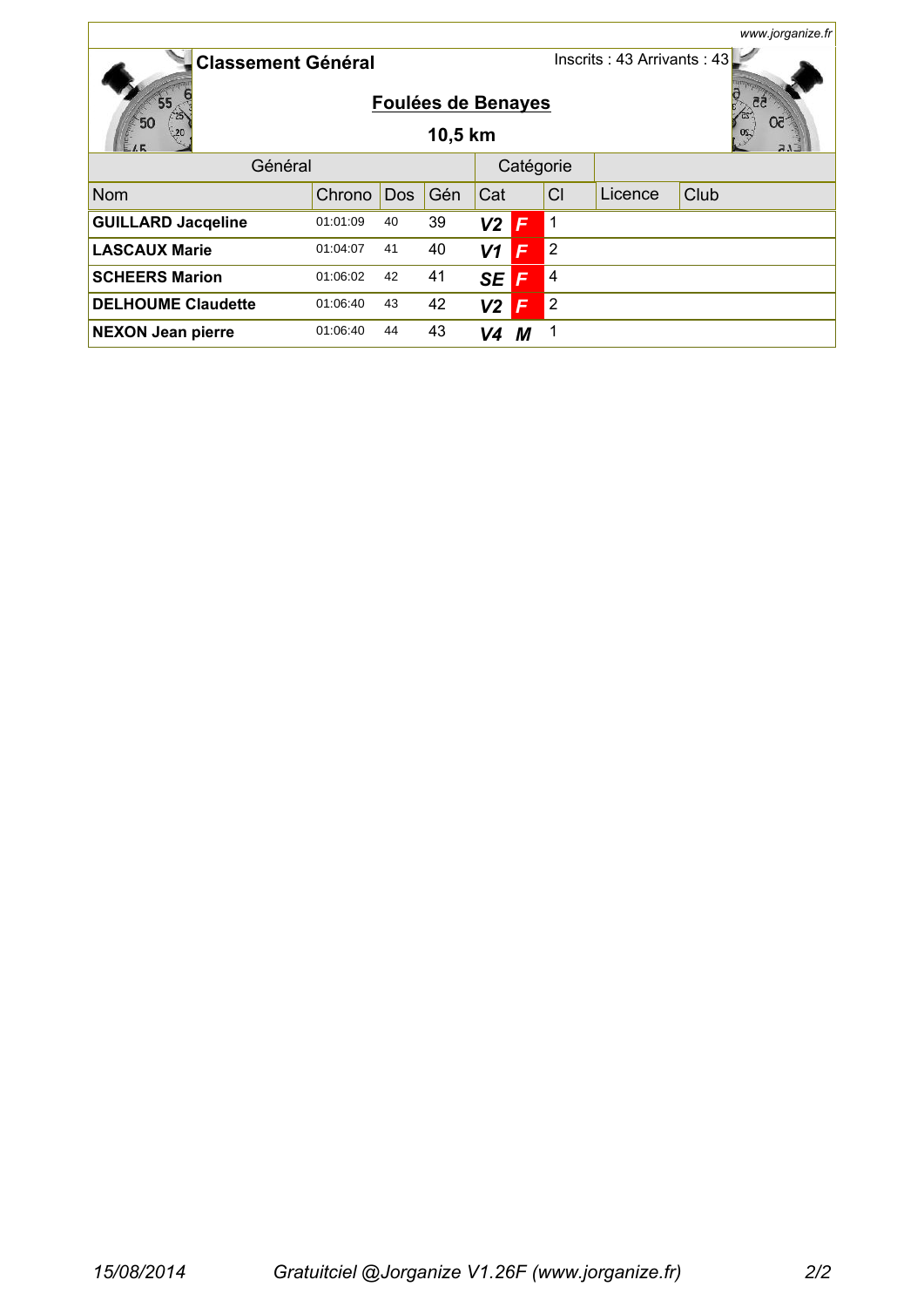www.jorganize.fr

**Classement Général**

Inscrits : 43 Arrivants : 43

## Foulées de Benayes

## 10,5 km

| Général | | | | Catégorie | | | | |
|---|---|---|---|---|---|---|---|---|
| Nom | Chrono | Dos | Gén | Cat | | Cl | Licence | Club |
| **GUILLARD Jacqeline** | 01:01:09 | 40 | 39 | *V2* | *F* | 1 | | |
| **LASCAUX Marie** | 01:04:07 | 41 | 40 | *V1* | *F* | 2 | | |
| **SCHEERS Marion** | 01:06:02 | 42 | 41 | *SE* | *F* | 4 | | |
| **DELHOUME Claudette** | 01:06:40 | 43 | 42 | *V2* | *F* | 2 | | |
| **NEXON Jean pierre** | 01:06:40 | 44 | 43 | *V4* | *M* | 1 | | |

*15/08/2014* *Gratuitciel @Jorganize V1.26F (www.jorganize.fr)*